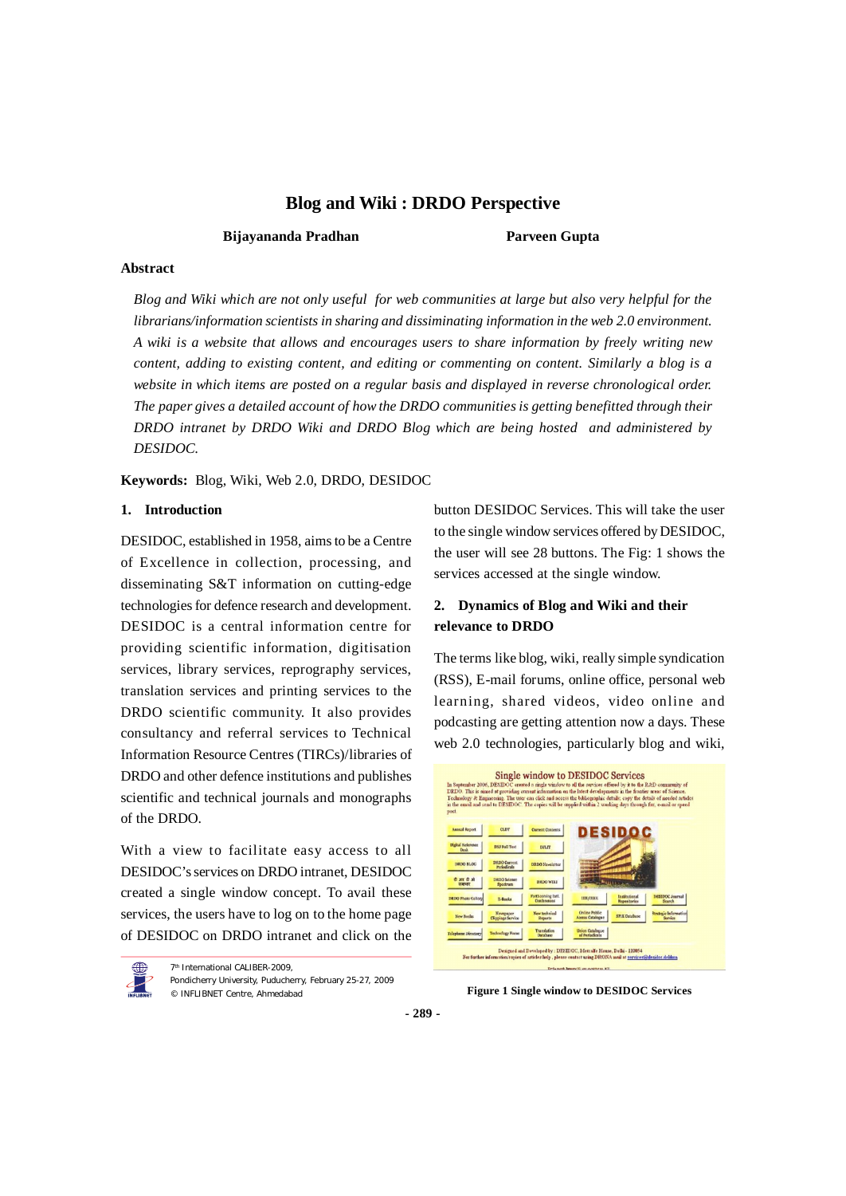# Blog and Wiki : DRDO Perspective

**Bijayananda Pradhan** **Parveen Gupta**

## Abstract

*Blog and Wiki which are not only useful for web communities at large but also very helpful for the librarians/information scientists in sharing and dissiminating information in the web 2.0 environment. A wiki is a website that allows and encourages users to share information by freely writing new content, adding to existing content, and editing or commenting on content. Similarly a blog is a website in which items are posted on a regular basis and displayed in reverse chronological order. The paper gives a detailed account of how the DRDO communities is getting benefitted through their DRDO intranet by DRDO Wiki and DRDO Blog which are being hosted and administered by DESIDOC.*

**Keywords:** Blog, Wiki, Web 2.0, DRDO, DESIDOC

## 1. Introduction

DESIDOC, established in 1958, aims to be a Centre of Excellence in collection, processing, and disseminating S&T information on cutting-edge technologies for defence research and development. DESIDOC is a central information centre for providing scientific information, digitisation services, library services, reprography services, translation services and printing services to the DRDO scientific community. It also provides consultancy and referral services to Technical Information Resource Centres (TIRCs)/libraries of DRDO and other defence institutions and publishes scientific and technical journals and monographs of the DRDO.

With a view to facilitate easy access to all DESIDOC's services on DRDO intranet, DESIDOC created a single window concept. To avail these services, the users have to log on to the home page of DESIDOC on DRDO intranet and click on the button DESIDOC Services. This will take the user to the single window services offered by DESIDOC, the user will see 28 buttons. The Fig: 1 shows the services accessed at the single window.

## 2. Dynamics of Blog and Wiki and their relevance to DRDO

The terms like blog, wiki, really simple syndication (RSS), E-mail forums, online office, personal web learning, shared videos, video online and podcasting are getting attention now a days. These web 2.0 technologies, particularly blog and wiki,

**Figure 1 Single window to DESIDOC Services**

7th International CALIBER-2009,
Pondicherry University, Puducherry, February 25-27, 2009
© INFLIBNET Centre, Ahmedabad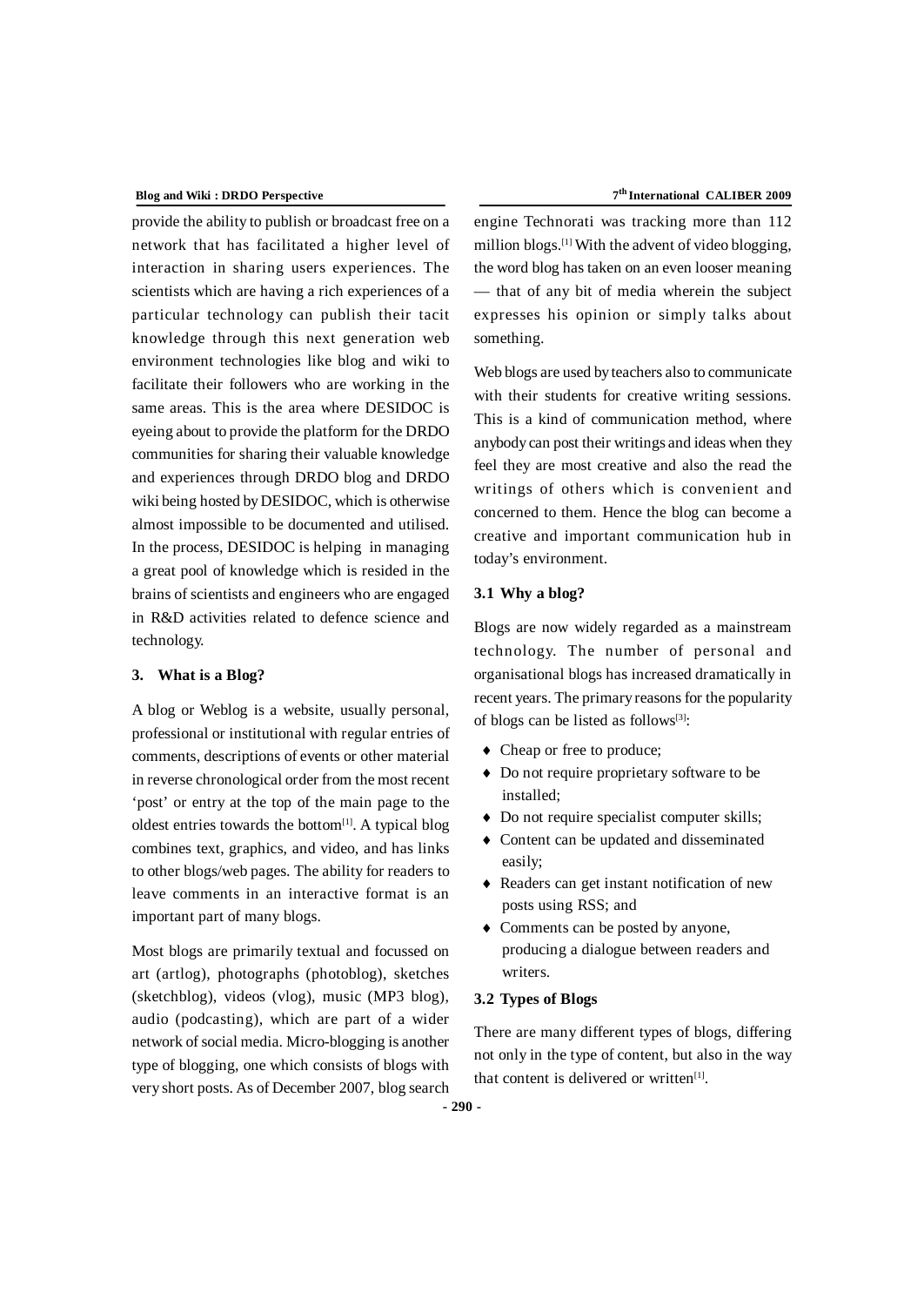provide the ability to publish or broadcast free on a network that has facilitated a higher level of interaction in sharing users experiences. The scientists which are having a rich experiences of a particular technology can publish their tacit knowledge through this next generation web environment technologies like blog and wiki to facilitate their followers who are working in the same areas. This is the area where DESIDOC is eyeing about to provide the platform for the DRDO communities for sharing their valuable knowledge and experiences through DRDO blog and DRDO wiki being hosted by DESIDOC, which is otherwise almost impossible to be documented and utilised. In the process, DESIDOC is helping in managing a great pool of knowledge which is resided in the brains of scientists and engineers who are engaged in R&D activities related to defence science and technology.

## 3. What is a Blog?

A blog or Weblog is a website, usually personal, professional or institutional with regular entries of comments, descriptions of events or other material in reverse chronological order from the most recent 'post' or entry at the top of the main page to the oldest entries towards the bottom[1]. A typical blog combines text, graphics, and video, and has links to other blogs/web pages. The ability for readers to leave comments in an interactive format is an important part of many blogs.

Most blogs are primarily textual and focussed on art (artlog), photographs (photoblog), sketches (sketchblog), videos (vlog), music (MP3 blog), audio (podcasting), which are part of a wider network of social media. Micro-blogging is another type of blogging, one which consists of blogs with very short posts. As of December 2007, blog search engine Technorati was tracking more than 112 million blogs.[1] With the advent of video blogging, the word blog has taken on an even looser meaning — that of any bit of media wherein the subject expresses his opinion or simply talks about something.

Web blogs are used by teachers also to communicate with their students for creative writing sessions. This is a kind of communication method, where anybody can post their writings and ideas when they feel they are most creative and also the read the writings of others which is convenient and concerned to them. Hence the blog can become a creative and important communication hub in today's environment.

### 3.1 Why a blog?

Blogs are now widely regarded as a mainstream technology. The number of personal and organisational blogs has increased dramatically in recent years. The primary reasons for the popularity of blogs can be listed as follows[3]:

- Cheap or free to produce;
- Do not require proprietary software to be installed;
- Do not require specialist computer skills;
- Content can be updated and disseminated easily;
- Readers can get instant notification of new posts using RSS; and
- Comments can be posted by anyone, producing a dialogue between readers and writers.

### 3.2 Types of Blogs

There are many different types of blogs, differing not only in the type of content, but also in the way that content is delivered or written[1].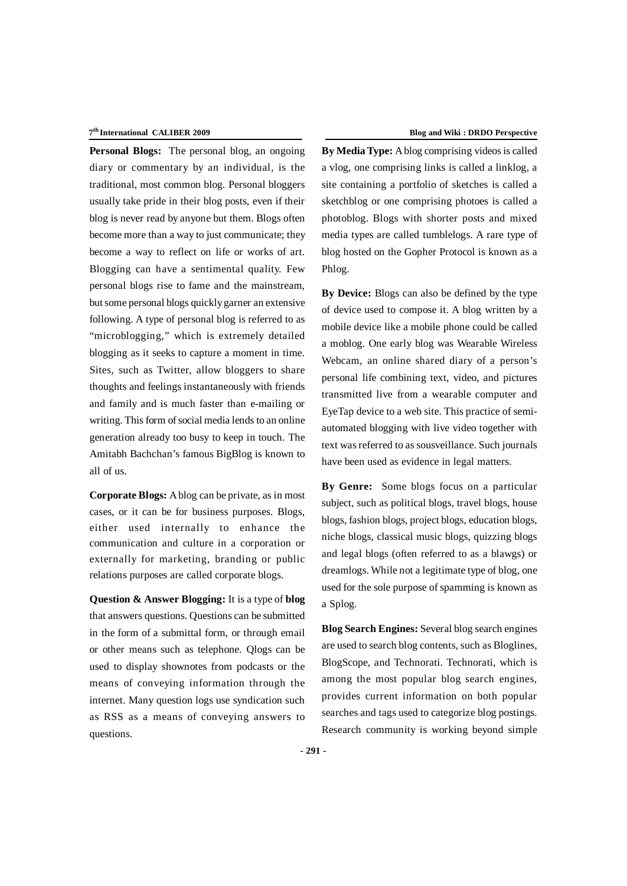**Personal Blogs:** The personal blog, an ongoing diary or commentary by an individual, is the traditional, most common blog. Personal bloggers usually take pride in their blog posts, even if their blog is never read by anyone but them. Blogs often become more than a way to just communicate; they become a way to reflect on life or works of art. Blogging can have a sentimental quality. Few personal blogs rise to fame and the mainstream, but some personal blogs quickly garner an extensive following. A type of personal blog is referred to as "microblogging," which is extremely detailed blogging as it seeks to capture a moment in time. Sites, such as Twitter, allow bloggers to share thoughts and feelings instantaneously with friends and family and is much faster than e-mailing or writing. This form of social media lends to an online generation already too busy to keep in touch. The Amitabh Bachchan's famous BigBlog is known to all of us.

**Corporate Blogs:** A blog can be private, as in most cases, or it can be for business purposes. Blogs, either used internally to enhance the communication and culture in a corporation or externally for marketing, branding or public relations purposes are called corporate blogs.

**Question & Answer Blogging:** It is a type of **blog** that answers questions. Questions can be submitted in the form of a submittal form, or through email or other means such as telephone. Qlogs can be used to display shownotes from podcasts or the means of conveying information through the internet. Many question logs use syndication such as RSS as a means of conveying answers to questions.

**By Media Type:** A blog comprising videos is called a vlog, one comprising links is called a linklog, a site containing a portfolio of sketches is called a sketchblog or one comprising photoes is called a photoblog. Blogs with shorter posts and mixed media types are called tumblelogs. A rare type of blog hosted on the Gopher Protocol is known as a Phlog.

**By Device:** Blogs can also be defined by the type of device used to compose it. A blog written by a mobile device like a mobile phone could be called a moblog. One early blog was Wearable Wireless Webcam, an online shared diary of a person's personal life combining text, video, and pictures transmitted live from a wearable computer and EyeTap device to a web site. This practice of semi-automated blogging with live video together with text was referred to as sousveillance. Such journals have been used as evidence in legal matters.

**By Genre:** Some blogs focus on a particular subject, such as political blogs, travel blogs, house blogs, fashion blogs, project blogs, education blogs, niche blogs, classical music blogs, quizzing blogs and legal blogs (often referred to as a blawgs) or dreamlogs. While not a legitimate type of blog, one used for the sole purpose of spamming is known as a Splog.

**Blog Search Engines:** Several blog search engines are used to search blog contents, such as Bloglines, BlogScope, and Technorati. Technorati, which is among the most popular blog search engines, provides current information on both popular searches and tags used to categorize blog postings. Research community is working beyond simple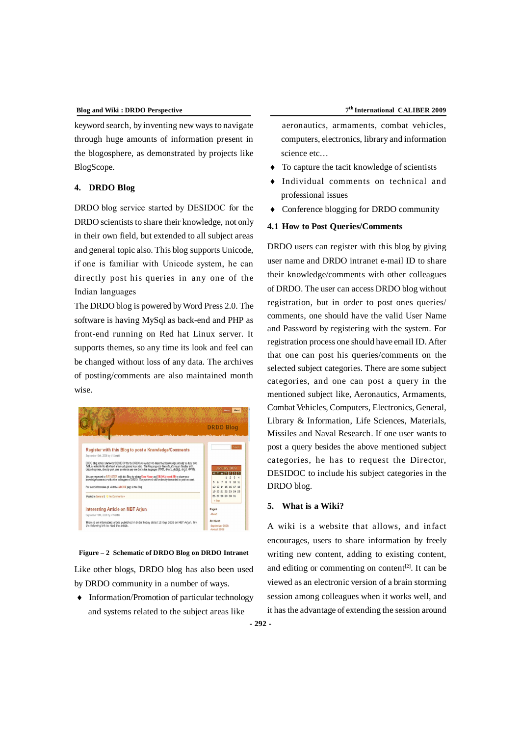keyword search, by inventing new ways to navigate through huge amounts of information present in the blogosphere, as demonstrated by projects like BlogScope.

## 4. DRDO Blog

DRDO blog service started by DESIDOC for the DRDO scientists to share their knowledge, not only in their own field, but extended to all subject areas and general topic also. This blog supports Unicode, if one is familiar with Unicode system, he can directly post his queries in any one of the Indian languages

The DRDO blog is powered by Word Press 2.0. The software is having MySql as back-end and PHP as front-end running on Red hat Linux server. It supports themes, so any time its look and feel can be changed without loss of any data. The archives of posting/comments are also maintained month wise.

**Figure – 2 Schematic of DRDO Blog on DRDO Intranet**

Like other blogs, DRDO blog has also been used by DRDO community in a number of ways.

- Information/Promotion of particular technology and systems related to the subject areas like aeronautics, armaments, combat vehicles, computers, electronics, library and information science etc…
- To capture the tacit knowledge of scientists
- Individual comments on technical and professional issues
- Conference blogging for DRDO community

### 4.1 How to Post Queries/Comments

DRDO users can register with this blog by giving user name and DRDO intranet e-mail ID to share their knowledge/comments with other colleagues of DRDO. The user can access DRDO blog without registration, but in order to post ones queries/ comments, one should have the valid User Name and Password by registering with the system. For registration process one should have email ID. After that one can post his queries/comments on the selected subject categories. There are some subject categories, and one can post a query in the mentioned subject like, Aeronautics, Armaments, Combat Vehicles, Computers, Electronics, General, Library & Information, Life Sciences, Materials, Missiles and Naval Research. If one user wants to post a query besides the above mentioned subject categories, he has to request the Director, DESIDOC to include his subject categories in the DRDO blog.

## 5. What is a Wiki?

A wiki is a website that allows, and infact encourages, users to share information by freely writing new content, adding to existing content, and editing or commenting on content[2]. It can be viewed as an electronic version of a brain storming session among colleagues when it works well, and it has the advantage of extending the session around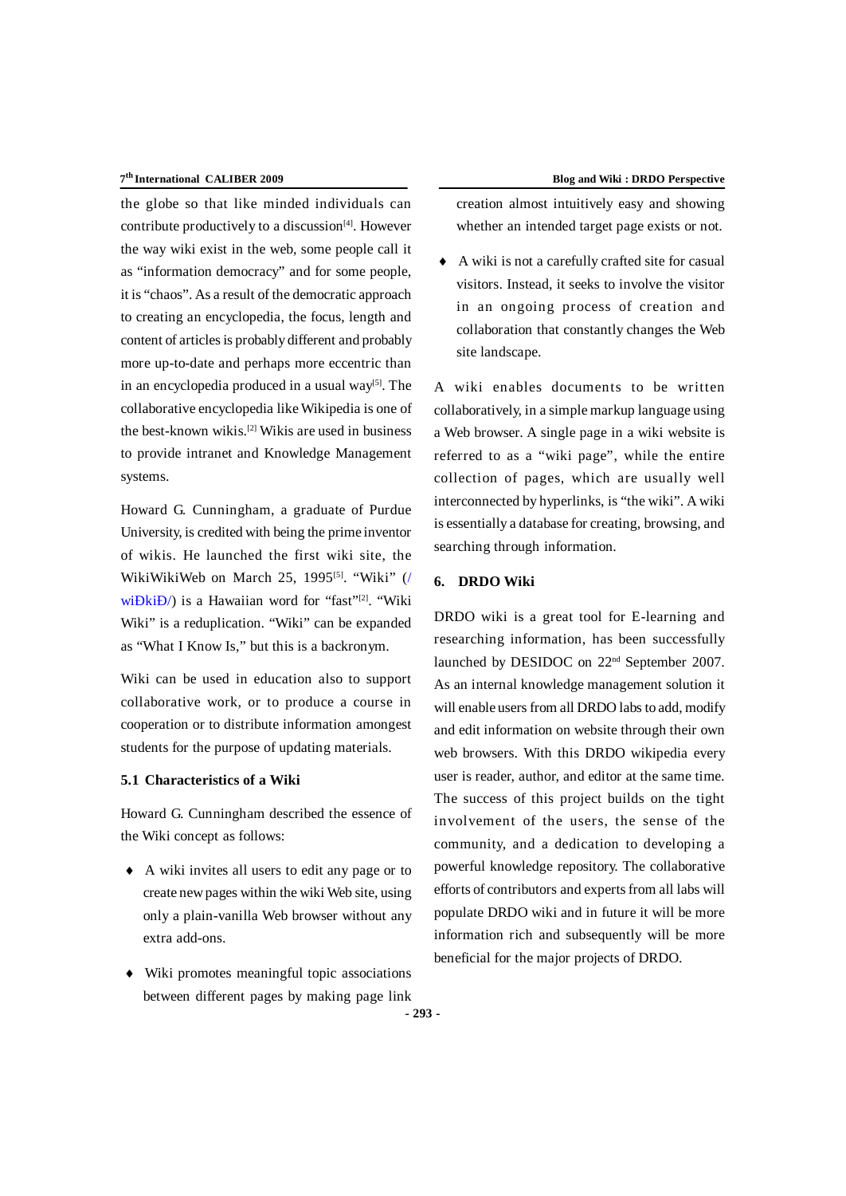the globe so that like minded individuals can contribute productively to a discussion[4]. However the way wiki exist in the web, some people call it as "information democracy" and for some people, it is "chaos". As a result of the democratic approach to creating an encyclopedia, the focus, length and content of articles is probably different and probably more up-to-date and perhaps more eccentric than in an encyclopedia produced in a usual way[5]. The collaborative encyclopedia like Wikipedia is one of the best-known wikis.[2] Wikis are used in business to provide intranet and Knowledge Management systems.

Howard G. Cunningham, a graduate of Purdue University, is credited with being the prime inventor of wikis. He launched the first wiki site, the WikiWikiWeb on March 25, 1995[5]. "Wiki" (/wiÐkiÐ/) is a Hawaiian word for "fast"[2]. "Wiki Wiki" is a reduplication. "Wiki" can be expanded as "What I Know Is," but this is a backronym.

Wiki can be used in education also to support collaborative work, or to produce a course in cooperation or to distribute information amongest students for the purpose of updating materials.

### 5.1 Characteristics of a Wiki

Howard G. Cunningham described the essence of the Wiki concept as follows:

- A wiki invites all users to edit any page or to create new pages within the wiki Web site, using only a plain-vanilla Web browser without any extra add-ons.
- Wiki promotes meaningful topic associations between different pages by making page link creation almost intuitively easy and showing whether an intended target page exists or not.
- A wiki is not a carefully crafted site for casual visitors. Instead, it seeks to involve the visitor in an ongoing process of creation and collaboration that constantly changes the Web site landscape.

A wiki enables documents to be written collaboratively, in a simple markup language using a Web browser. A single page in a wiki website is referred to as a "wiki page", while the entire collection of pages, which are usually well interconnected by hyperlinks, is "the wiki". A wiki is essentially a database for creating, browsing, and searching through information.

## 6. DRDO Wiki

DRDO wiki is a great tool for E-learning and researching information, has been successfully launched by DESIDOC on 22nd September 2007. As an internal knowledge management solution it will enable users from all DRDO labs to add, modify and edit information on website through their own web browsers. With this DRDO wikipedia every user is reader, author, and editor at the same time. The success of this project builds on the tight involvement of the users, the sense of the community, and a dedication to developing a powerful knowledge repository. The collaborative efforts of contributors and experts from all labs will populate DRDO wiki and in future it will be more information rich and subsequently will be more beneficial for the major projects of DRDO.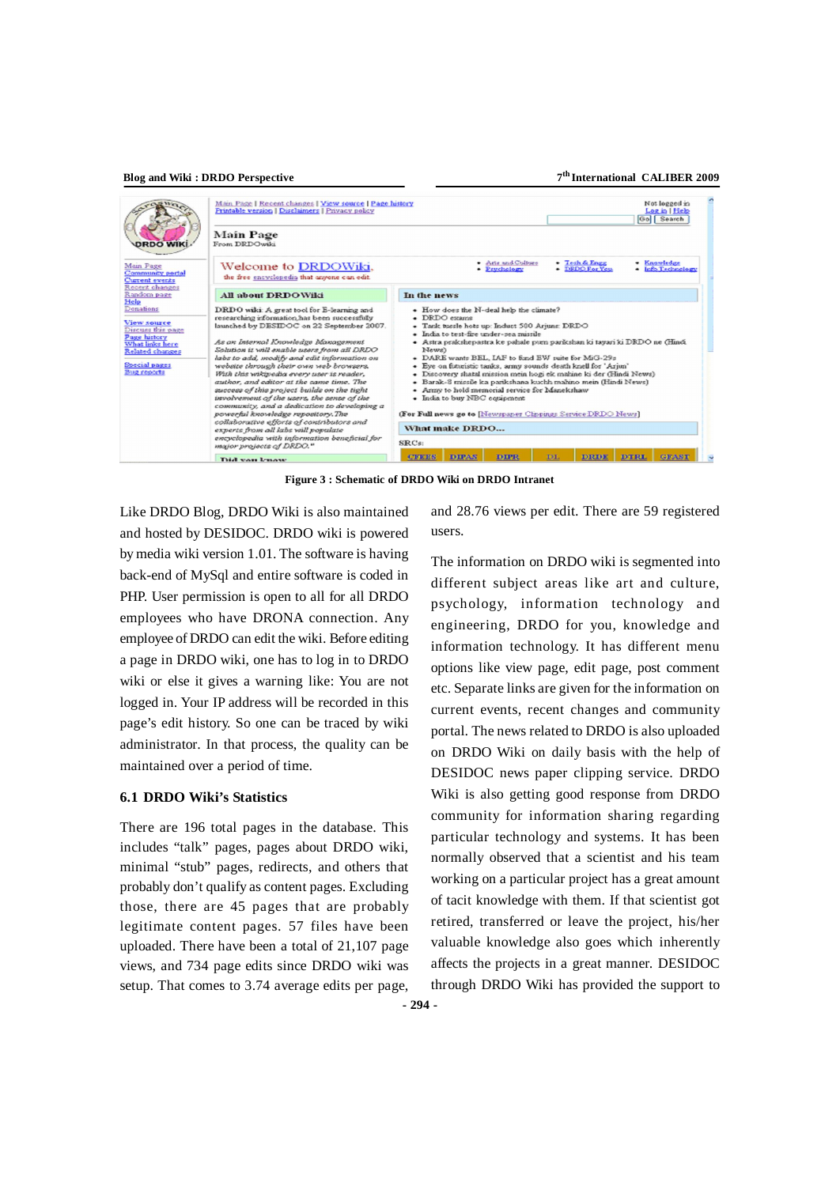Figure 3 : Schematic of DRDO Wiki on DRDO Intranet

Like DRDO Blog, DRDO Wiki is also maintained and hosted by DESIDOC. DRDO wiki is powered by media wiki version 1.01. The software is having back-end of MySql and entire software is coded in PHP. User permission is open to all for all DRDO employees who have DRONA connection. Any employee of DRDO can edit the wiki. Before editing a page in DRDO wiki, one has to log in to DRDO wiki or else it gives a warning like: You are not logged in. Your IP address will be recorded in this page's edit history. So one can be traced by wiki administrator. In that process, the quality can be maintained over a period of time.

### 6.1 DRDO Wiki's Statistics

There are 196 total pages in the database. This includes "talk" pages, pages about DRDO wiki, minimal "stub" pages, redirects, and others that probably don't qualify as content pages. Excluding those, there are 45 pages that are probably legitimate content pages. 57 files have been uploaded. There have been a total of 21,107 page views, and 734 page edits since DRDO wiki was setup. That comes to 3.74 average edits per page, and 28.76 views per edit. There are 59 registered users.

The information on DRDO wiki is segmented into different subject areas like art and culture, psychology, information technology and engineering, DRDO for you, knowledge and information technology. It has different menu options like view page, edit page, post comment etc. Separate links are given for the information on current events, recent changes and community portal. The news related to DRDO is also uploaded on DRDO Wiki on daily basis with the help of DESIDOC news paper clipping service. DRDO Wiki is also getting good response from DRDO community for information sharing regarding particular technology and systems. It has been normally observed that a scientist and his team working on a particular project has a great amount of tacit knowledge with them. If that scientist got retired, transferred or leave the project, his/her valuable knowledge also goes which inherently affects the projects in a great manner. DESIDOC through DRDO Wiki has provided the support to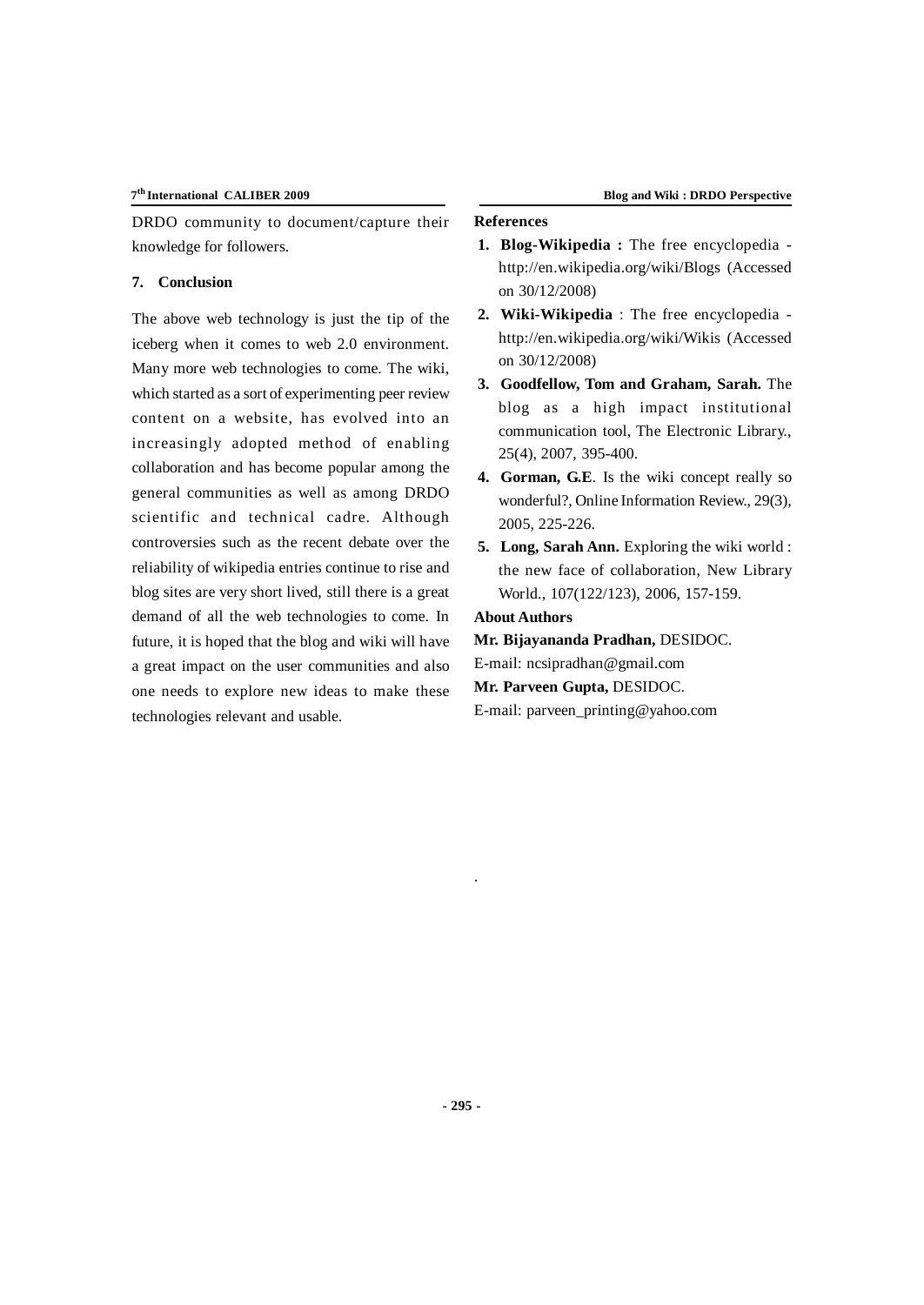DRDO community to document/capture their knowledge for followers.

## 7. Conclusion

The above web technology is just the tip of the iceberg when it comes to web 2.0 environment. Many more web technologies to come. The wiki, which started as a sort of experimenting peer review content on a website, has evolved into an increasingly adopted method of enabling collaboration and has become popular among the general communities as well as among DRDO scientific and technical cadre. Although controversies such as the recent debate over the reliability of wikipedia entries continue to rise and blog sites are very short lived, still there is a great demand of all the web technologies to come. In future, it is hoped that the blog and wiki will have a great impact on the user communities and also one needs to explore new ideas to make these technologies relevant and usable.

## References

1. **Blog-Wikipedia :** The free encyclopedia - http://en.wikipedia.org/wiki/Blogs (Accessed on 30/12/2008)
2. **Wiki-Wikipedia** : The free encyclopedia - http://en.wikipedia.org/wiki/Wikis (Accessed on 30/12/2008)
3. **Goodfellow, Tom and Graham, Sarah.** The blog as a high impact institutional communication tool, The Electronic Library., 25(4), 2007, 395-400.
4. **Gorman, G.E**. Is the wiki concept really so wonderful?, Online Information Review., 29(3), 2005, 225-226.
5. **Long, Sarah Ann.** Exploring the wiki world : the new face of collaboration, New Library World., 107(122/123), 2006, 157-159.

**About Authors**

**Mr. Bijayananda Pradhan,** DESIDOC.
E-mail: ncsipradhan@gmail.com

**Mr. Parveen Gupta,** DESIDOC.
E-mail: parveen_printing@yahoo.com